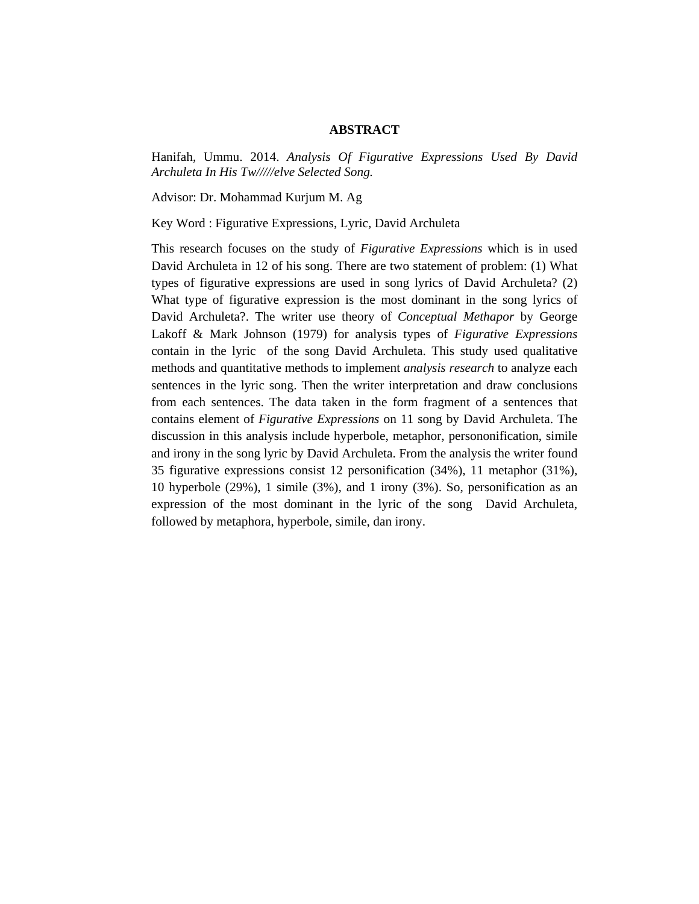# ABSTRACT

Hanifah, Ummu. 2014. *Analysis Of Figurative Expressions Used By David Archuleta In His Tw/////elve Selected Song.*

Advisor: Dr. Mohammad Kurjum M. Ag

Key Word : Figurative Expressions, Lyric, David Archuleta

This research focuses on the study of *Figurative Expressions* which is in used David Archuleta in 12 of his song. There are two statement of problem: (1) What types of figurative expressions are used in song lyrics of David Archuleta? (2) What type of figurative expression is the most dominant in the song lyrics of David Archuleta?. The writer use theory of *Conceptual Methapor* by George Lakoff & Mark Johnson (1979) for analysis types of *Figurative Expressions* contain in the lyric of the song David Archuleta. This study used qualitative methods and quantitative methods to implement *analysis research* to analyze each sentences in the lyric song. Then the writer interpretation and draw conclusions from each sentences. The data taken in the form fragment of a sentences that contains element of *Figurative Expressions* on 11 song by David Archuleta. The discussion in this analysis include hyperbole, metaphor, persononification, simile and irony in the song lyric by David Archuleta. From the analysis the writer found 35 figurative expressions consist 12 personification (34%), 11 metaphor (31%), 10 hyperbole (29%), 1 simile (3%), and 1 irony (3%). So, personification as an expression of the most dominant in the lyric of the song David Archuleta, followed by metaphora, hyperbole, simile, dan irony.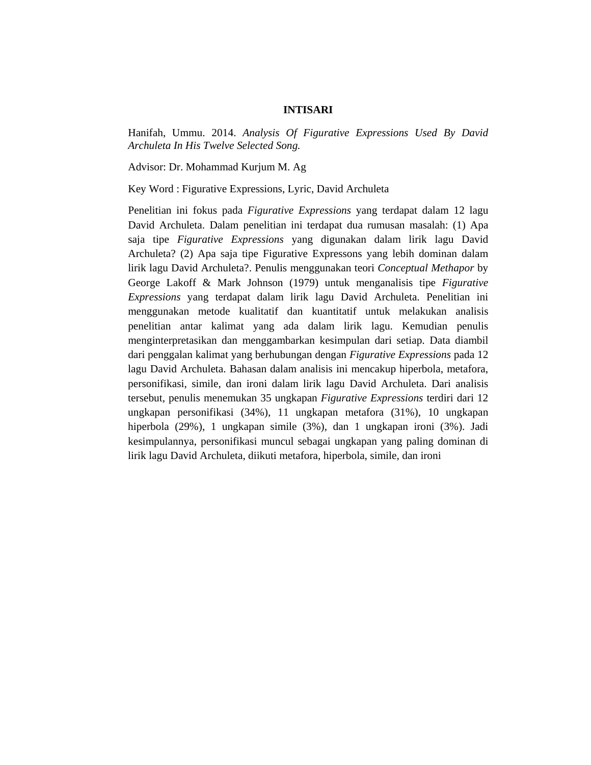# INTISARI

Hanifah, Ummu. 2014. *Analysis Of Figurative Expressions Used By David Archuleta In His Twelve Selected Song.*

Advisor: Dr. Mohammad Kurjum M. Ag

Key Word : Figurative Expressions, Lyric, David Archuleta

Penelitian ini fokus pada *Figurative Expressions* yang terdapat dalam 12 lagu David Archuleta. Dalam penelitian ini terdapat dua rumusan masalah: (1) Apa saja tipe *Figurative Expressions* yang digunakan dalam lirik lagu David Archuleta? (2) Apa saja tipe Figurative Expressons yang lebih dominan dalam lirik lagu David Archuleta?. Penulis menggunakan teori *Conceptual Methapor* by George Lakoff & Mark Johnson (1979) untuk menganalisis tipe *Figurative Expressions* yang terdapat dalam lirik lagu David Archuleta. Penelitian ini menggunakan metode kualitatif dan kuantitatif untuk melakukan analisis penelitian antar kalimat yang ada dalam lirik lagu. Kemudian penulis menginterpretasikan dan menggambarkan kesimpulan dari setiap. Data diambil dari penggalan kalimat yang berhubungan dengan *Figurative Expressions* pada 12 lagu David Archuleta. Bahasan dalam analisis ini mencakup hiperbola, metafora, personifikasi, simile, dan ironi dalam lirik lagu David Archuleta. Dari analisis tersebut, penulis menemukan 35 ungkapan *Figurative Expressions* terdiri dari 12 ungkapan personifikasi (34%), 11 ungkapan metafora (31%), 10 ungkapan hiperbola (29%), 1 ungkapan simile (3%), dan 1 ungkapan ironi (3%). Jadi kesimpulannya, personifikasi muncul sebagai ungkapan yang paling dominan di lirik lagu David Archuleta, diikuti metafora, hiperbola, simile, dan ironi